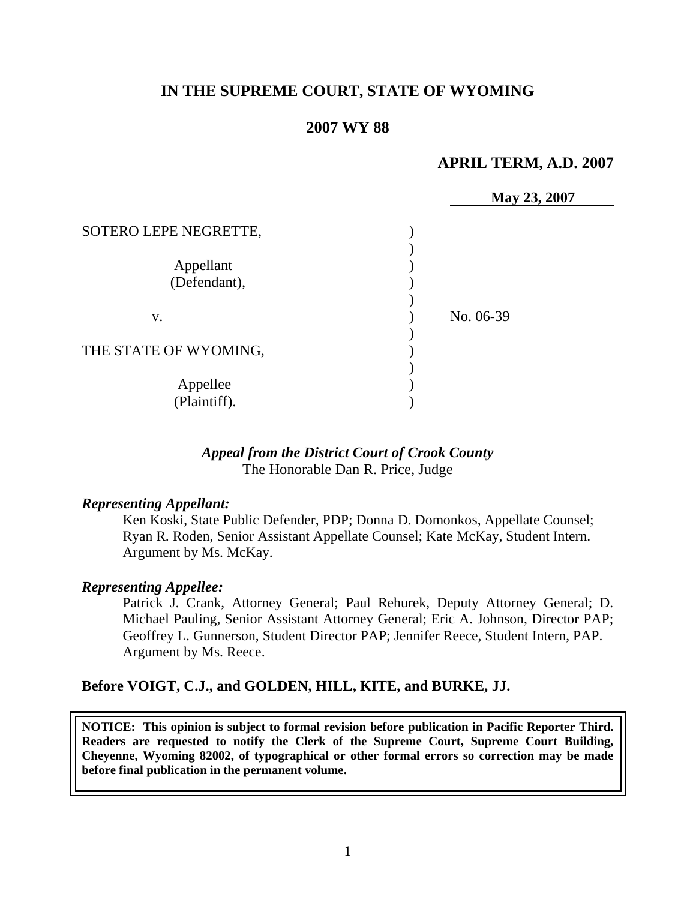# IN THE SUPREME COURT, STATE OF WYOMING

## 2007 WY 88

**APRIL TERM, A.D. 2007**

**May 23, 2007**

| | | |
|---|---|---|
| SOTERO LEPE NEGRETTE, | ) | |
| | ) | |
| Appellant | ) | |
| (Defendant), | ) | |
| | ) | |
| v. | ) | No. 06-39 |
| | ) | |
| THE STATE OF WYOMING, | ) | |
| | ) | |
| Appellee | ) | |
| (Plaintiff). | ) | |

***Appeal from the District Court of Crook County***
The Honorable Dan R. Price, Judge

***Representing Appellant:***

Ken Koski, State Public Defender, PDP; Donna D. Domonkos, Appellate Counsel; Ryan R. Roden, Senior Assistant Appellate Counsel; Kate McKay, Student Intern. Argument by Ms. McKay.

***Representing Appellee:***

Patrick J. Crank, Attorney General; Paul Rehurek, Deputy Attorney General; D. Michael Pauling, Senior Assistant Attorney General; Eric A. Johnson, Director PAP; Geoffrey L. Gunnerson, Student Director PAP; Jennifer Reece, Student Intern, PAP. Argument by Ms. Reece.

**Before VOIGT, C.J., and GOLDEN, HILL, KITE, and BURKE, JJ.**

**NOTICE: This opinion is subject to formal revision before publication in Pacific Reporter Third. Readers are requested to notify the Clerk of the Supreme Court, Supreme Court Building, Cheyenne, Wyoming 82002, of typographical or other formal errors so correction may be made before final publication in the permanent volume.**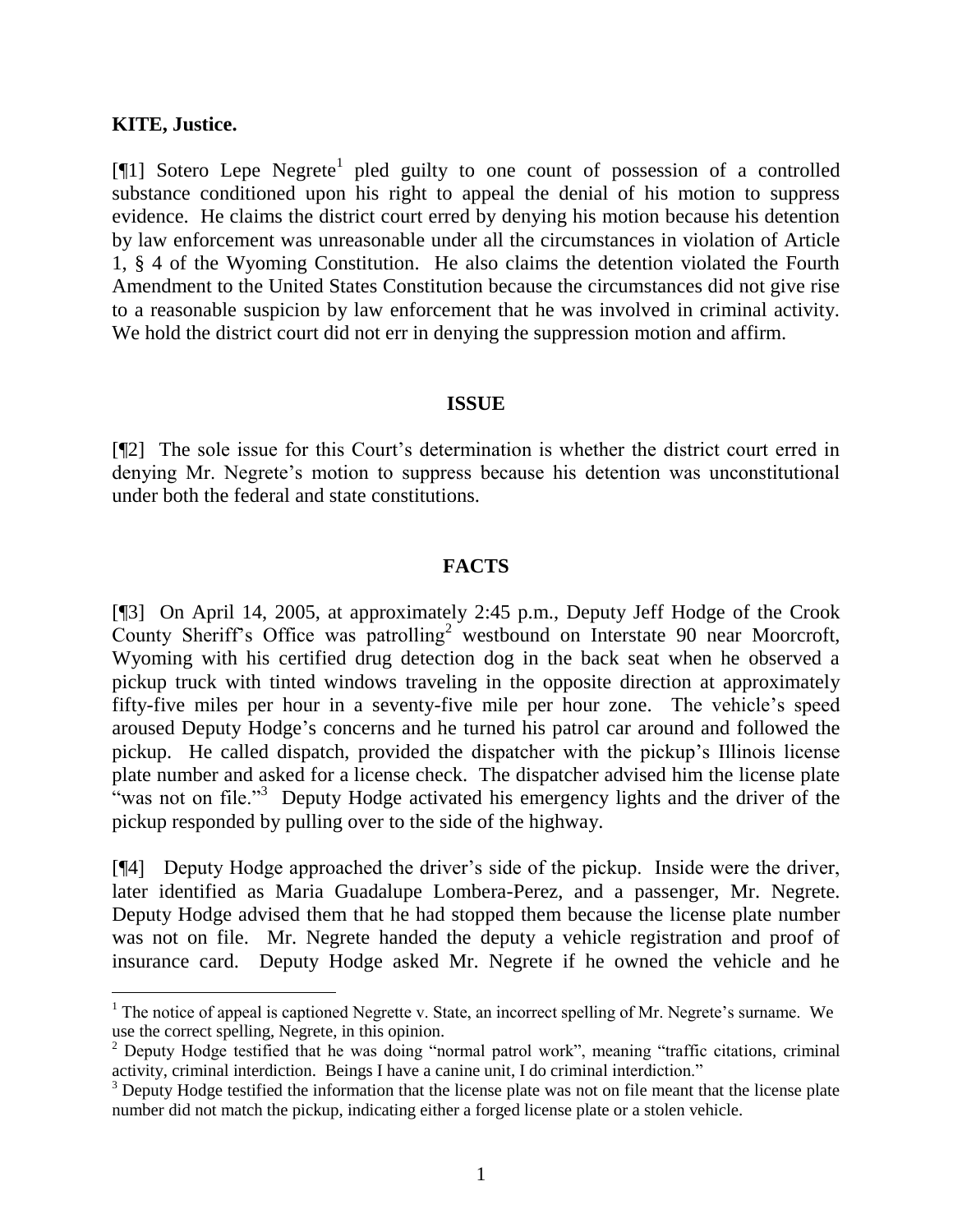**KITE, Justice.**

[¶1] Sotero Lepe Negrete[1] pled guilty to one count of possession of a controlled substance conditioned upon his right to appeal the denial of his motion to suppress evidence. He claims the district court erred by denying his motion because his detention by law enforcement was unreasonable under all the circumstances in violation of Article 1, § 4 of the Wyoming Constitution. He also claims the detention violated the Fourth Amendment to the United States Constitution because the circumstances did not give rise to a reasonable suspicion by law enforcement that he was involved in criminal activity. We hold the district court did not err in denying the suppression motion and affirm.

## ISSUE

[¶2] The sole issue for this Court's determination is whether the district court erred in denying Mr. Negrete's motion to suppress because his detention was unconstitutional under both the federal and state constitutions.

## FACTS

[¶3] On April 14, 2005, at approximately 2:45 p.m., Deputy Jeff Hodge of the Crook County Sheriff's Office was patrolling[2] westbound on Interstate 90 near Moorcroft, Wyoming with his certified drug detection dog in the back seat when he observed a pickup truck with tinted windows traveling in the opposite direction at approximately fifty-five miles per hour in a seventy-five mile per hour zone. The vehicle's speed aroused Deputy Hodge's concerns and he turned his patrol car around and followed the pickup. He called dispatch, provided the dispatcher with the pickup's Illinois license plate number and asked for a license check. The dispatcher advised him the license plate "was not on file."[3] Deputy Hodge activated his emergency lights and the driver of the pickup responded by pulling over to the side of the highway.

[¶4] Deputy Hodge approached the driver's side of the pickup. Inside were the driver, later identified as Maria Guadalupe Lombera-Perez, and a passenger, Mr. Negrete. Deputy Hodge advised them that he had stopped them because the license plate number was not on file. Mr. Negrete handed the deputy a vehicle registration and proof of insurance card. Deputy Hodge asked Mr. Negrete if he owned the vehicle and he

---

[1] The notice of appeal is captioned Negrette v. State, an incorrect spelling of Mr. Negrete's surname. We use the correct spelling, Negrete, in this opinion.

[2] Deputy Hodge testified that he was doing "normal patrol work", meaning "traffic citations, criminal activity, criminal interdiction. Beings I have a canine unit, I do criminal interdiction."

[3] Deputy Hodge testified the information that the license plate was not on file meant that the license plate number did not match the pickup, indicating either a forged license plate or a stolen vehicle.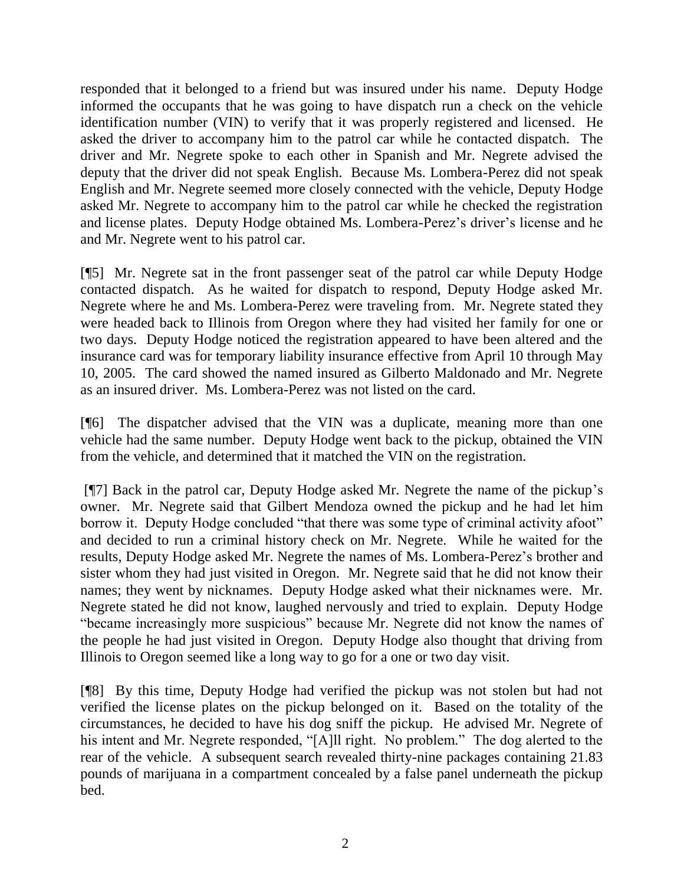responded that it belonged to a friend but was insured under his name. Deputy Hodge informed the occupants that he was going to have dispatch run a check on the vehicle identification number (VIN) to verify that it was properly registered and licensed. He asked the driver to accompany him to the patrol car while he contacted dispatch. The driver and Mr. Negrete spoke to each other in Spanish and Mr. Negrete advised the deputy that the driver did not speak English. Because Ms. Lombera-Perez did not speak English and Mr. Negrete seemed more closely connected with the vehicle, Deputy Hodge asked Mr. Negrete to accompany him to the patrol car while he checked the registration and license plates. Deputy Hodge obtained Ms. Lombera-Perez's driver's license and he and Mr. Negrete went to his patrol car.

[¶5] Mr. Negrete sat in the front passenger seat of the patrol car while Deputy Hodge contacted dispatch. As he waited for dispatch to respond, Deputy Hodge asked Mr. Negrete where he and Ms. Lombera-Perez were traveling from. Mr. Negrete stated they were headed back to Illinois from Oregon where they had visited her family for one or two days. Deputy Hodge noticed the registration appeared to have been altered and the insurance card was for temporary liability insurance effective from April 10 through May 10, 2005. The card showed the named insured as Gilberto Maldonado and Mr. Negrete as an insured driver. Ms. Lombera-Perez was not listed on the card.

[¶6] The dispatcher advised that the VIN was a duplicate, meaning more than one vehicle had the same number. Deputy Hodge went back to the pickup, obtained the VIN from the vehicle, and determined that it matched the VIN on the registration.

[¶7] Back in the patrol car, Deputy Hodge asked Mr. Negrete the name of the pickup's owner. Mr. Negrete said that Gilbert Mendoza owned the pickup and he had let him borrow it. Deputy Hodge concluded "that there was some type of criminal activity afoot" and decided to run a criminal history check on Mr. Negrete. While he waited for the results, Deputy Hodge asked Mr. Negrete the names of Ms. Lombera-Perez's brother and sister whom they had just visited in Oregon. Mr. Negrete said that he did not know their names; they went by nicknames. Deputy Hodge asked what their nicknames were. Mr. Negrete stated he did not know, laughed nervously and tried to explain. Deputy Hodge "became increasingly more suspicious" because Mr. Negrete did not know the names of the people he had just visited in Oregon. Deputy Hodge also thought that driving from Illinois to Oregon seemed like a long way to go for a one or two day visit.

[¶8] By this time, Deputy Hodge had verified the pickup was not stolen but had not verified the license plates on the pickup belonged on it. Based on the totality of the circumstances, he decided to have his dog sniff the pickup. He advised Mr. Negrete of his intent and Mr. Negrete responded, "[A]ll right. No problem." The dog alerted to the rear of the vehicle. A subsequent search revealed thirty-nine packages containing 21.83 pounds of marijuana in a compartment concealed by a false panel underneath the pickup bed.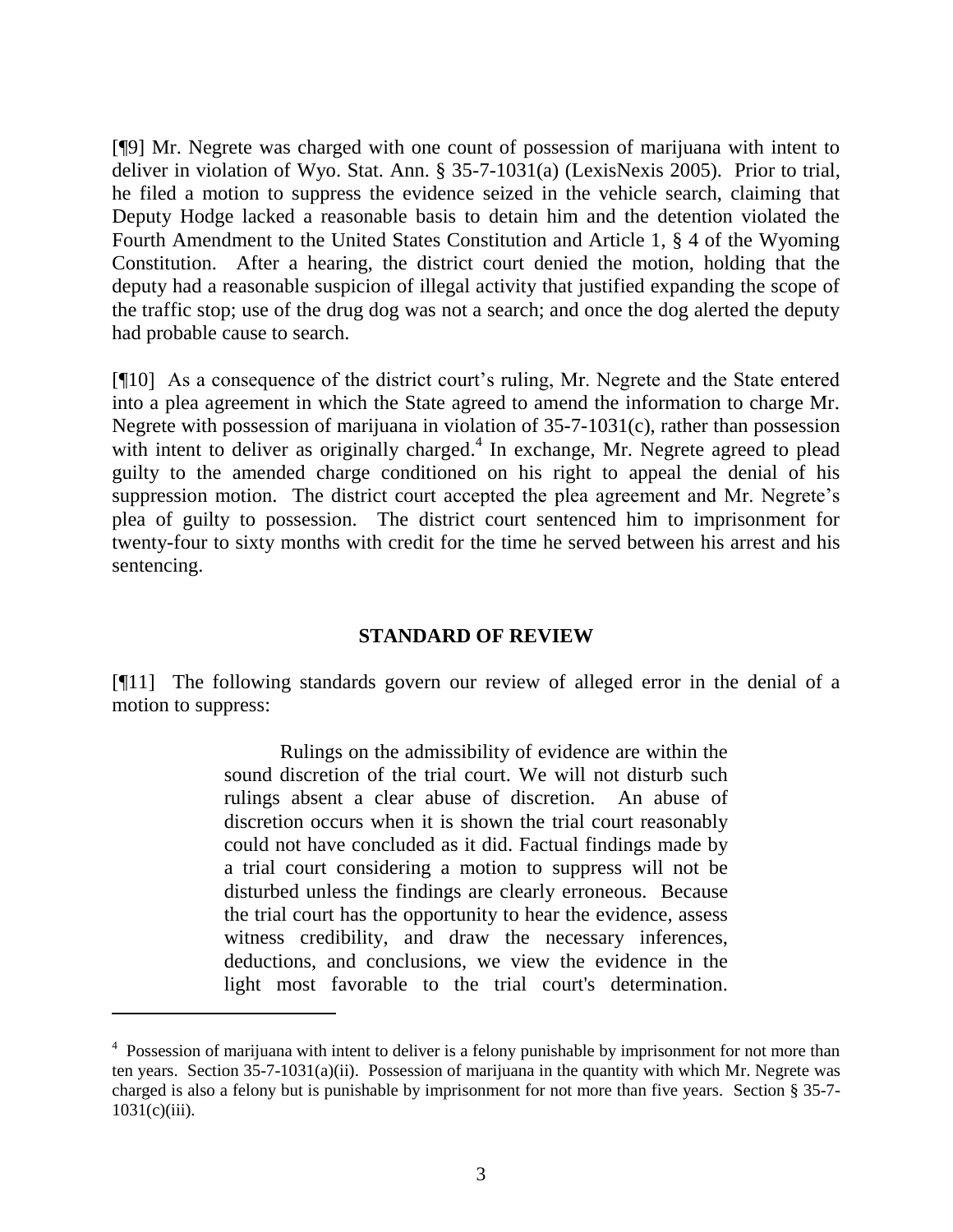[¶9] Mr. Negrete was charged with one count of possession of marijuana with intent to deliver in violation of Wyo. Stat. Ann. § 35-7-1031(a) (LexisNexis 2005). Prior to trial, he filed a motion to suppress the evidence seized in the vehicle search, claiming that Deputy Hodge lacked a reasonable basis to detain him and the detention violated the Fourth Amendment to the United States Constitution and Article 1, § 4 of the Wyoming Constitution. After a hearing, the district court denied the motion, holding that the deputy had a reasonable suspicion of illegal activity that justified expanding the scope of the traffic stop; use of the drug dog was not a search; and once the dog alerted the deputy had probable cause to search.

[¶10] As a consequence of the district court's ruling, Mr. Negrete and the State entered into a plea agreement in which the State agreed to amend the information to charge Mr. Negrete with possession of marijuana in violation of 35-7-1031(c), rather than possession with intent to deliver as originally charged.[4] In exchange, Mr. Negrete agreed to plead guilty to the amended charge conditioned on his right to appeal the denial of his suppression motion. The district court accepted the plea agreement and Mr. Negrete's plea of guilty to possession. The district court sentenced him to imprisonment for twenty-four to sixty months with credit for the time he served between his arrest and his sentencing.

## STANDARD OF REVIEW

[¶11] The following standards govern our review of alleged error in the denial of a motion to suppress:

> Rulings on the admissibility of evidence are within the sound discretion of the trial court. We will not disturb such rulings absent a clear abuse of discretion. An abuse of discretion occurs when it is shown the trial court reasonably could not have concluded as it did. Factual findings made by a trial court considering a motion to suppress will not be disturbed unless the findings are clearly erroneous. Because the trial court has the opportunity to hear the evidence, assess witness credibility, and draw the necessary inferences, deductions, and conclusions, we view the evidence in the light most favorable to the trial court's determination.

---

[4] Possession of marijuana with intent to deliver is a felony punishable by imprisonment for not more than ten years. Section 35-7-1031(a)(ii). Possession of marijuana in the quantity with which Mr. Negrete was charged is also a felony but is punishable by imprisonment for not more than five years. Section § 35-7-1031(c)(iii).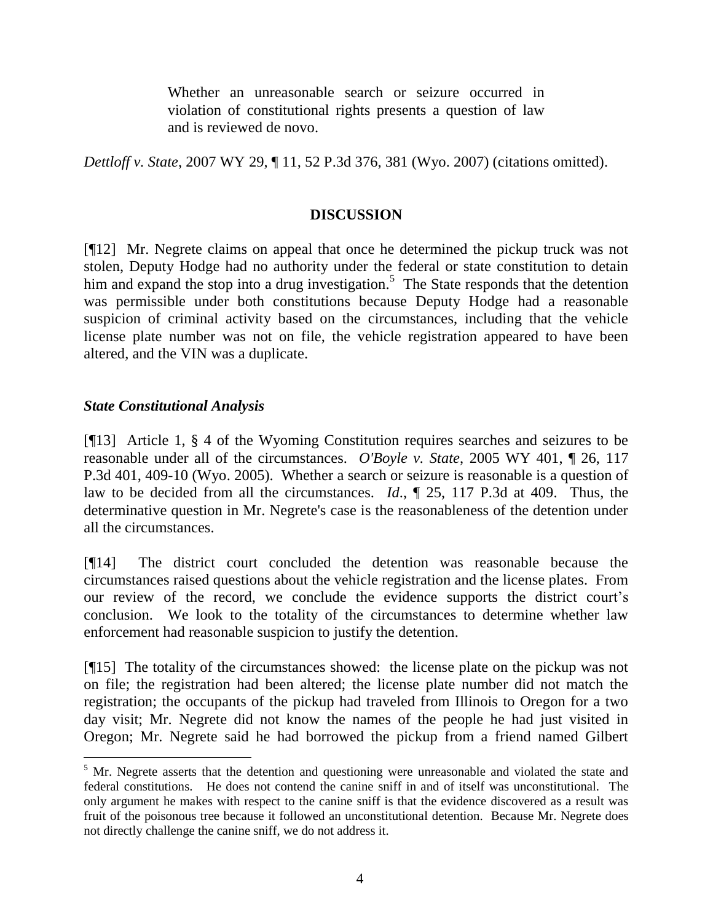> Whether an unreasonable search or seizure occurred in violation of constitutional rights presents a question of law and is reviewed de novo.

*Dettloff v. State*, 2007 WY 29, ¶ 11, 52 P.3d 376, 381 (Wyo. 2007) (citations omitted).

## DISCUSSION

[¶12] Mr. Negrete claims on appeal that once he determined the pickup truck was not stolen, Deputy Hodge had no authority under the federal or state constitution to detain him and expand the stop into a drug investigation.[5] The State responds that the detention was permissible under both constitutions because Deputy Hodge had a reasonable suspicion of criminal activity based on the circumstances, including that the vehicle license plate number was not on file, the vehicle registration appeared to have been altered, and the VIN was a duplicate.

### *State Constitutional Analysis*

[¶13] Article 1, § 4 of the Wyoming Constitution requires searches and seizures to be reasonable under all of the circumstances. *O'Boyle v. State*, 2005 WY 401, ¶ 26, 117 P.3d 401, 409-10 (Wyo. 2005). Whether a search or seizure is reasonable is a question of law to be decided from all the circumstances. *Id*., ¶ 25, 117 P.3d at 409. Thus, the determinative question in Mr. Negrete's case is the reasonableness of the detention under all the circumstances.

[¶14] The district court concluded the detention was reasonable because the circumstances raised questions about the vehicle registration and the license plates. From our review of the record, we conclude the evidence supports the district court's conclusion. We look to the totality of the circumstances to determine whether law enforcement had reasonable suspicion to justify the detention.

[¶15] The totality of the circumstances showed: the license plate on the pickup was not on file; the registration had been altered; the license plate number did not match the registration; the occupants of the pickup had traveled from Illinois to Oregon for a two day visit; Mr. Negrete did not know the names of the people he had just visited in Oregon; Mr. Negrete said he had borrowed the pickup from a friend named Gilbert

---

[5] Mr. Negrete asserts that the detention and questioning were unreasonable and violated the state and federal constitutions. He does not contend the canine sniff in and of itself was unconstitutional. The only argument he makes with respect to the canine sniff is that the evidence discovered as a result was fruit of the poisonous tree because it followed an unconstitutional detention. Because Mr. Negrete does not directly challenge the canine sniff, we do not address it.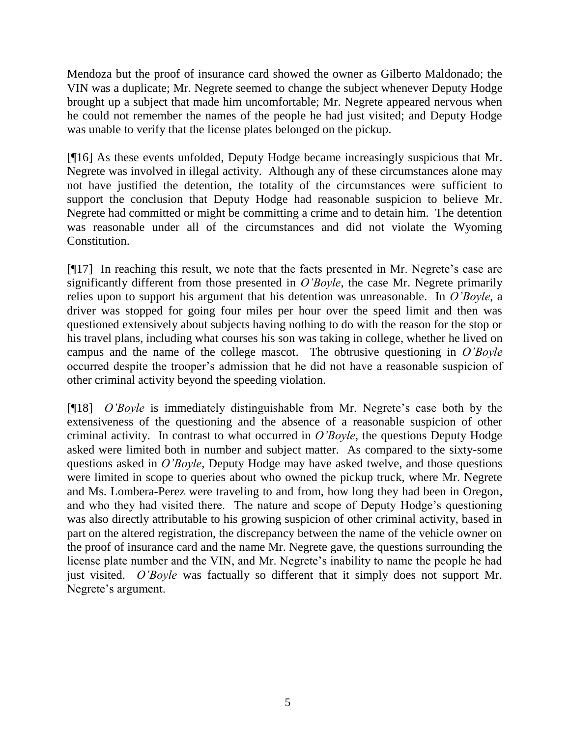Mendoza but the proof of insurance card showed the owner as Gilberto Maldonado; the VIN was a duplicate; Mr. Negrete seemed to change the subject whenever Deputy Hodge brought up a subject that made him uncomfortable; Mr. Negrete appeared nervous when he could not remember the names of the people he had just visited; and Deputy Hodge was unable to verify that the license plates belonged on the pickup.

[¶16] As these events unfolded, Deputy Hodge became increasingly suspicious that Mr. Negrete was involved in illegal activity. Although any of these circumstances alone may not have justified the detention, the totality of the circumstances were sufficient to support the conclusion that Deputy Hodge had reasonable suspicion to believe Mr. Negrete had committed or might be committing a crime and to detain him. The detention was reasonable under all of the circumstances and did not violate the Wyoming Constitution.

[¶17] In reaching this result, we note that the facts presented in Mr. Negrete's case are significantly different from those presented in *O'Boyle*, the case Mr. Negrete primarily relies upon to support his argument that his detention was unreasonable. In *O'Boyle*, a driver was stopped for going four miles per hour over the speed limit and then was questioned extensively about subjects having nothing to do with the reason for the stop or his travel plans, including what courses his son was taking in college, whether he lived on campus and the name of the college mascot. The obtrusive questioning in *O'Boyle* occurred despite the trooper's admission that he did not have a reasonable suspicion of other criminal activity beyond the speeding violation.

[¶18] *O'Boyle* is immediately distinguishable from Mr. Negrete's case both by the extensiveness of the questioning and the absence of a reasonable suspicion of other criminal activity. In contrast to what occurred in *O'Boyle*, the questions Deputy Hodge asked were limited both in number and subject matter. As compared to the sixty-some questions asked in *O'Boyle*, Deputy Hodge may have asked twelve, and those questions were limited in scope to queries about who owned the pickup truck, where Mr. Negrete and Ms. Lombera-Perez were traveling to and from, how long they had been in Oregon, and who they had visited there. The nature and scope of Deputy Hodge's questioning was also directly attributable to his growing suspicion of other criminal activity, based in part on the altered registration, the discrepancy between the name of the vehicle owner on the proof of insurance card and the name Mr. Negrete gave, the questions surrounding the license plate number and the VIN, and Mr. Negrete's inability to name the people he had just visited. *O'Boyle* was factually so different that it simply does not support Mr. Negrete's argument.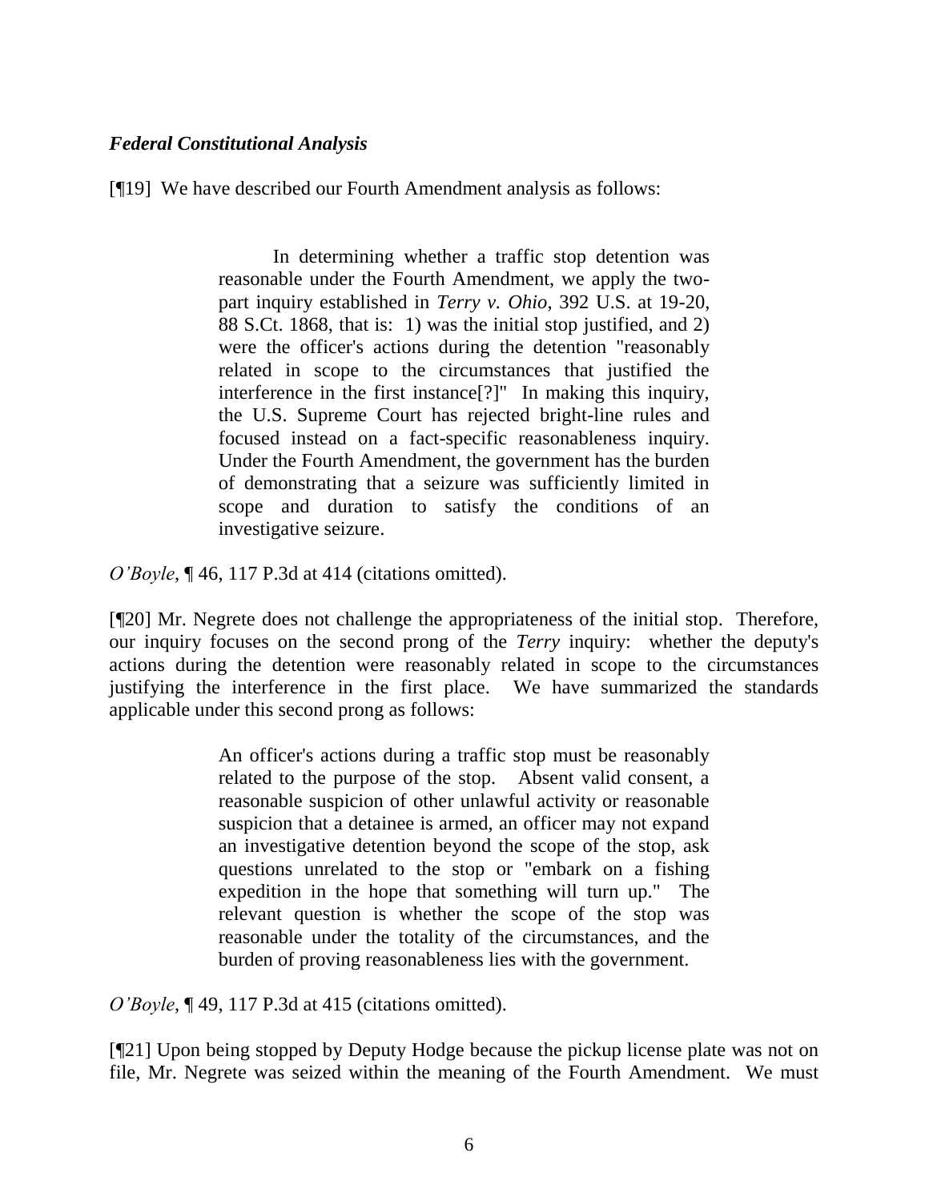***Federal Constitutional Analysis***

[¶19] We have described our Fourth Amendment analysis as follows:

> In determining whether a traffic stop detention was reasonable under the Fourth Amendment, we apply the two-part inquiry established in *Terry v. Ohio*, 392 U.S. at 19-20, 88 S.Ct. 1868, that is: 1) was the initial stop justified, and 2) were the officer's actions during the detention "reasonably related in scope to the circumstances that justified the interference in the first instance[?]" In making this inquiry, the U.S. Supreme Court has rejected bright-line rules and focused instead on a fact-specific reasonableness inquiry. Under the Fourth Amendment, the government has the burden of demonstrating that a seizure was sufficiently limited in scope and duration to satisfy the conditions of an investigative seizure.

*O'Boyle*, ¶ 46, 117 P.3d at 414 (citations omitted).

[¶20] Mr. Negrete does not challenge the appropriateness of the initial stop. Therefore, our inquiry focuses on the second prong of the *Terry* inquiry: whether the deputy's actions during the detention were reasonably related in scope to the circumstances justifying the interference in the first place. We have summarized the standards applicable under this second prong as follows:

> An officer's actions during a traffic stop must be reasonably related to the purpose of the stop. Absent valid consent, a reasonable suspicion of other unlawful activity or reasonable suspicion that a detainee is armed, an officer may not expand an investigative detention beyond the scope of the stop, ask questions unrelated to the stop or "embark on a fishing expedition in the hope that something will turn up." The relevant question is whether the scope of the stop was reasonable under the totality of the circumstances, and the burden of proving reasonableness lies with the government.

*O'Boyle*, ¶ 49, 117 P.3d at 415 (citations omitted).

[¶21] Upon being stopped by Deputy Hodge because the pickup license plate was not on file, Mr. Negrete was seized within the meaning of the Fourth Amendment. We must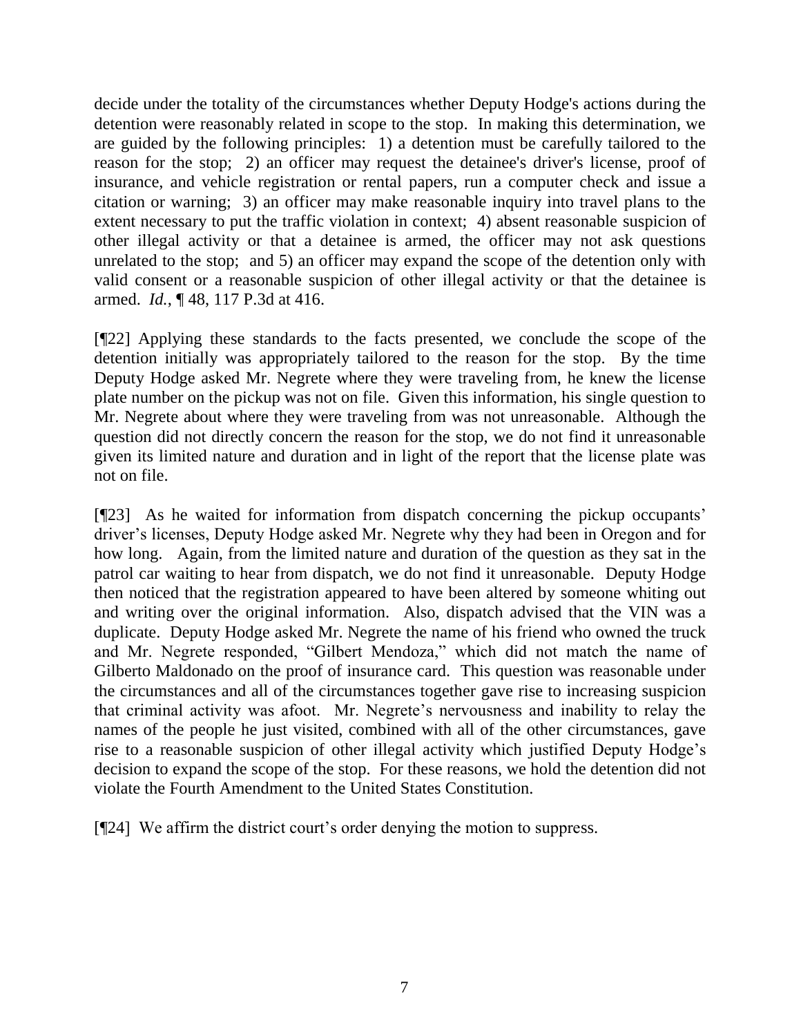decide under the totality of the circumstances whether Deputy Hodge's actions during the detention were reasonably related in scope to the stop. In making this determination, we are guided by the following principles: 1) a detention must be carefully tailored to the reason for the stop; 2) an officer may request the detainee's driver's license, proof of insurance, and vehicle registration or rental papers, run a computer check and issue a citation or warning; 3) an officer may make reasonable inquiry into travel plans to the extent necessary to put the traffic violation in context; 4) absent reasonable suspicion of other illegal activity or that a detainee is armed, the officer may not ask questions unrelated to the stop; and 5) an officer may expand the scope of the detention only with valid consent or a reasonable suspicion of other illegal activity or that the detainee is armed. *Id.*, ¶ 48, 117 P.3d at 416.

[¶22] Applying these standards to the facts presented, we conclude the scope of the detention initially was appropriately tailored to the reason for the stop. By the time Deputy Hodge asked Mr. Negrete where they were traveling from, he knew the license plate number on the pickup was not on file. Given this information, his single question to Mr. Negrete about where they were traveling from was not unreasonable. Although the question did not directly concern the reason for the stop, we do not find it unreasonable given its limited nature and duration and in light of the report that the license plate was not on file.

[¶23] As he waited for information from dispatch concerning the pickup occupants' driver's licenses, Deputy Hodge asked Mr. Negrete why they had been in Oregon and for how long. Again, from the limited nature and duration of the question as they sat in the patrol car waiting to hear from dispatch, we do not find it unreasonable. Deputy Hodge then noticed that the registration appeared to have been altered by someone whiting out and writing over the original information. Also, dispatch advised that the VIN was a duplicate. Deputy Hodge asked Mr. Negrete the name of his friend who owned the truck and Mr. Negrete responded, "Gilbert Mendoza," which did not match the name of Gilberto Maldonado on the proof of insurance card. This question was reasonable under the circumstances and all of the circumstances together gave rise to increasing suspicion that criminal activity was afoot. Mr. Negrete's nervousness and inability to relay the names of the people he just visited, combined with all of the other circumstances, gave rise to a reasonable suspicion of other illegal activity which justified Deputy Hodge's decision to expand the scope of the stop. For these reasons, we hold the detention did not violate the Fourth Amendment to the United States Constitution.

[¶24] We affirm the district court's order denying the motion to suppress.